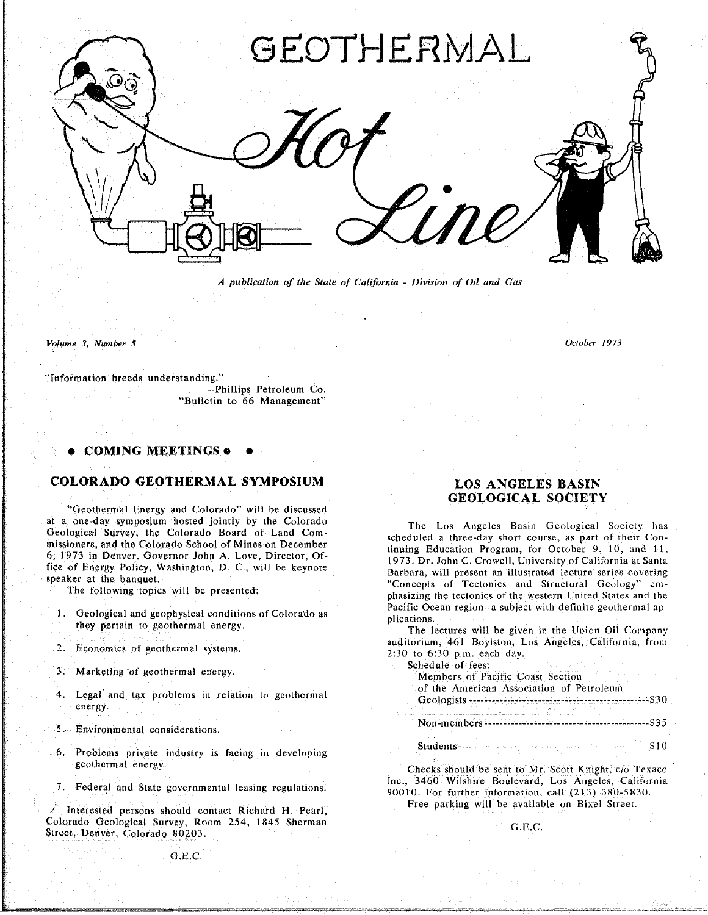# GEOTHERMAL Hot Line

*A publication of the State of California - Division of Oil and Gas*

*Volume 3, Number 5* — *October 1973*

"Information breeds understanding."
--Phillips Petroleum Co.
"Bulletin to 66 Management"

## • COMING MEETINGS • •

### COLORADO GEOTHERMAL SYMPOSIUM

"Geothermal Energy and Colorado" will be discussed at a one-day symposium hosted jointly by the Colorado Geological Survey, the Colorado Board of Land Commissioners, and the Colorado School of Mines on December 6, 1973 in Denver. Governor John A. Love, Director, Office of Energy Policy, Washington, D. C., will be keynote speaker at the banquet.

The following topics will be presented:

1. Geological and geophysical conditions of Colorado as they pertain to geothermal energy.
2. Economics of geothermal systems.
3. Marketing of geothermal energy.
4. Legal and tax problems in relation to geothermal energy.
5. Environmental considerations.
6. Problems private industry is facing in developing geothermal energy.
7. Federal and State governmental leasing regulations.

Interested persons should contact Richard H. Pearl, Colorado Geological Survey, Room 254, 1845 Sherman Street, Denver, Colorado 80203.

G.E.C.

### LOS ANGELES BASIN GEOLOGICAL SOCIETY

The Los Angeles Basin Geological Society has scheduled a three-day short course, as part of their Continuing Education Program, for October 9, 10, and 11, 1973. Dr. John C. Crowell, University of California at Santa Barbara, will present an illustrated lecture series covering "Concepts of Tectonics and Structural Geology" emphasizing the tectonics of the western United States and the Pacific Ocean region--a subject with definite geothermal applications.

The lectures will be given in the Union Oil Company auditorium, 461 Boylston, Los Angeles, California, from 2:30 to 6:30 p.m. each day.

Schedule of fees:

| | |
|---|---|
| Members of Pacific Coast Section of the American Association of Petroleum Geologists | $30 |
| Non-members | $35 |
| Students | $10 |

Checks should be sent to Mr. Scott Knight, c/o Texaco Inc., 3460 Wilshire Boulevard, Los Angeles, California 90010. For further information, call (213) 380-5830.

Free parking will be available on Bixel Street.

G.E.C.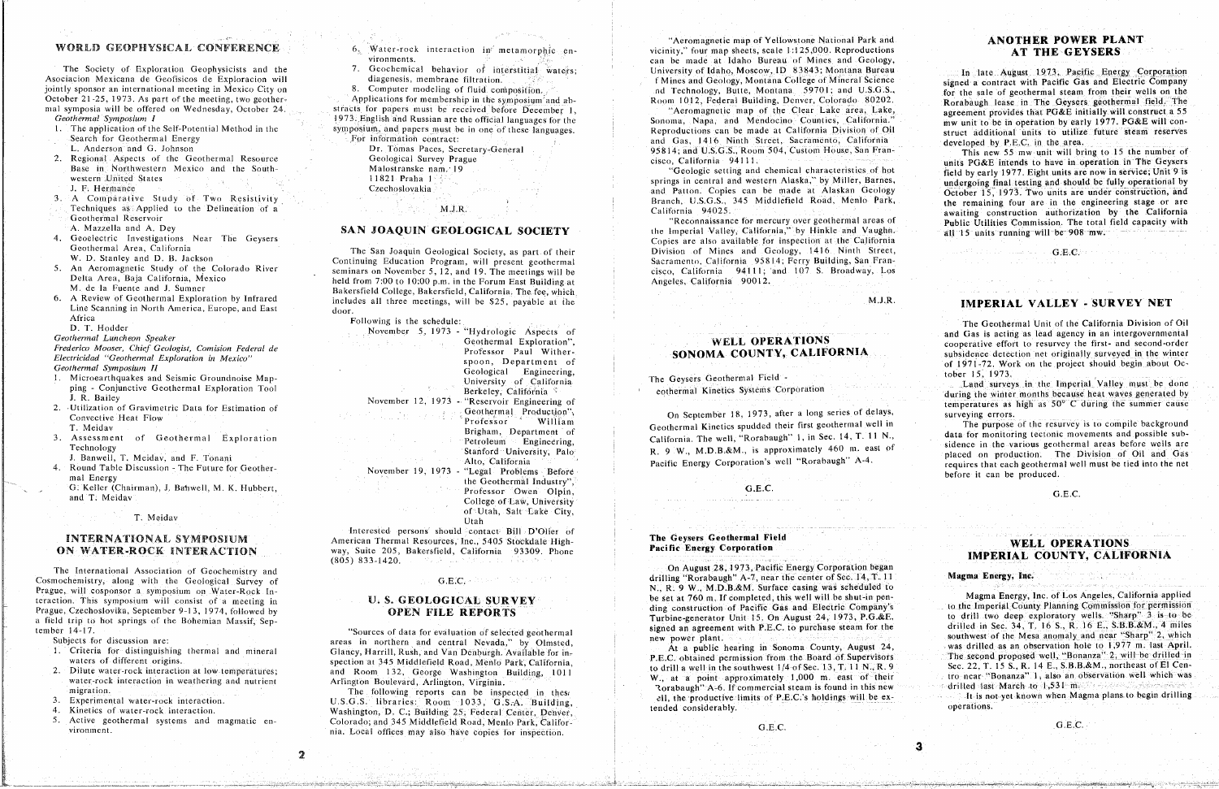## WORLD GEOPHYSICAL CONFERENCE

The Society of Exploration Geophysicists and the Asociacion Mexicana de Geofisicos de Exploracion will jointly sponsor an international meeting in Mexico City on October 21-25, 1973. As part of the meeting, two geothermal symposia will be offered on Wednesday, October 24.

*Geothermal Symposium I*

1. The application of the Self-Potential Method in the Search for Geothermal Energy
   L. Anderson and G. Johnson
2. Regional Aspects of the Geothermal Resource Base in Northwestern Mexico and the Southwestern United States
   J. F. Hermance
3. A Comparative Study of Two Resistivity Techniques as Applied to the Delineation of a Geothermal Reservoir
   A. Mazzella and A. Dey
4. Geoelectric Investigations Near The Geysers Geothermal Area, California
   W. D. Stanley and D. B. Jackson
5. An Aeromagnetic Study of the Colorado River Delta Area, Baja California, Mexico
   M. de la Fuente and J. Sumner
6. A Review of Geothermal Exploration by Infrared Line Scanning in North America, Europe, and East Africa
   D. T. Hodder

*Geothermal Luncheon Speaker*

*Frederico Mooser, Chief Geologist, Comision Federal de Electricidad "Geothermal Exploration in Mexico"*

*Geothermal Symposium II*

1. Microearthquakes and Seismic Groundnoise Mapping - Conjunctive Geothermal Exploration Tool
   J. R. Bailey
2. Utilization of Gravimetric Data for Estimation of Convective Heat Flow
   T. Meidav
3. Assessment of Geothermal Exploration Technology
   J. Banwell, T. Meidav, and F. Tonani
4. Round Table Discussion - The Future for Geothermal Energy
   G. Keller (Chairman), J. Banwell, M. K. Hubbert, and T. Meidav

T. Meidav

## INTERNATIONAL SYMPOSIUM ON WATER-ROCK INTERACTION

The International Association of Geochemistry and Cosmochemistry, along with the Geological Survey of Prague, will cosponsor a symposium on Water-Rock Interaction. This symposium will consist of a meeting in Prague, Czechoslovika, September 9-13, 1974, followed by a field trip to hot springs of the Bohemian Massif, September 14-17.

Subjects for discussion are:

1. Criteria for distinguishing thermal and mineral waters of different origins.
2. Dilute water-rock interaction at low temperatures; water-rock interaction in weathering and nutrient migration.
3. Experimental water-rock interaction.
4. Kinetics of water-rock interaction.
5. Active geothermal systems and magmatic environment.
6. Water-rock interaction in metamorphic environments.
7. Geochemical behavior of interstitial waters; diagenesis, membrane filtration.
8. Computer modeling of fluid composition.

Applications for membership in the symposium and abstracts for papers must be received before December 1, 1973. English and Russian are the official languages for the symposium, and papers must be in one of these languages.

For information contract:

Dr. Tomas Paces, Secretary-General
Geological Survey Prague
Malostranske nam. 19
11821 Praha 1
Czechoslovakia

M.J.R.

## SAN JOAQUIN GEOLOGICAL SOCIETY

The San Joaquin Geological Society, as part of their Continuing Education Program, will present geothermal seminars on November 5, 12, and 19. The meetings will be held from 7:00 to 10:00 p.m. in the Forum East Building at Bakersfield College, Bakersfield, California. The fee, which includes all three meetings, will be $25, payable at the door.

Following is the schedule:

November 5, 1973 - "Hydrologic Aspects of Geothermal Exploration", Professor Paul Witherspoon, Department of Geological Engineering, University of California Berkeley, California

November 12, 1973 - "Reservoir Engineering of Geothermal Production", Professor William Brigham, Department of Petroleum Engineering, Stanford University, Palo Alto, California

November 19, 1973 - "Legal Problems Before the Geothermal Industry", Professor Owen Olpin, College of Law, University of Utah, Salt Lake City, Utah

Interested persons should contact Bill D'Olier of American Thermal Resources, Inc., 5405 Stockdale Highway, Suite 205, Bakersfield, California 93309. Phone (805) 833-1420.

G.E.C.

## U. S. GEOLOGICAL SURVEY OPEN FILE REPORTS

"Sources of data for evaluation of selected geothermal areas in northern and central Nevada," by Olmsted, Glancy, Harrill, Rush, and Van Denburgh. Available for inspection at 345 Middlefield Road, Menlo Park, California, and Room 132, George Washington Building, 1011 Arlington Boulevard, Arlington, Virginia.

The following reports can be inspected in these U.S.G.S. libraries: Room 1033, G.S.A. Building, Washington, D. C.; Building 25, Federal Center, Denver, Colorado; and 345 Middlefield Road, Menlo Park, California. Local offices may also have copies for inspection.

"Aeromagnetic map of Yellowstone National Park and vicinity," four map sheets, scale 1:125,000. Reproductions can be made at Idaho Bureau of Mines and Geology, University of Idaho, Moscow, ID 83843; Montana Bureau of Mines and Geology, Montana College of Mineral Science and Technology, Butte, Montana 59701; and U.S.G.S., Room 1012, Federal Building, Denver, Colorado 80202.

"Aeromagnetic map of the Clear Lake area, Lake, Sonoma, Napa, and Mendocino Counties, California." Reproductions can be made at California Division of Oil and Gas, 1416 Ninth Street, Sacramento, California 95814; and U.S.G.S., Room 504, Custom House, San Francisco, California 94111.

"Geologic setting and chemical characteristics of hot springs in central and western Alaska," by Miller, Barnes, and Patton. Copies can be made at Alaskan Geology Branch, U.S.G.S., 345 Middlefield Road, Menlo Park, California 94025.

"Reconnaissance for mercury over geothermal areas of the Imperial Valley, California," by Hinkle and Vaughn. Copies are also available for inspection at the California Division of Mines and Geology, 1416 Ninth Street, Sacramento, California 95814; Ferry Building, San Francisco, California 94111; and 107 S. Broadway, Los Angeles, California 90012.

M.J.R.

## WELL OPERATIONS SONOMA COUNTY, CALIFORNIA

The Geysers Geothermal Field -
Geothermal Kinetics Systems Corporation

On September 18, 1973, after a long series of delays, Geothermal Kinetics spudded their first geothermal well in California. The well, "Rorabaugh" 1, in Sec. 14, T. 11 N., R. 9 W., M.D.B.&M., is approximately 460 m. east of Pacific Energy Corporation's well "Rorabaugh" A-4.

G.E.C.

**The Geysers Geothermal Field**
**Pacific Energy Corporation**

On August 28, 1973, Pacific Energy Corporation began drilling "Rorabaugh" A-7, near the center of Sec. 14, T. 11 N., R. 9 W., M.D.B.&M. Surface casing was scheduled to be set at 760 m. If completed, this well will be shut-in pending construction of Pacific Gas and Electric Company's Turbine-generator Unit 15. On August 24, 1973, P.G.&E. signed an agreement with P.E.C. to purchase steam for the new power plant.

At a public hearing in Sonoma County, August 24, P.E.C. obtained permission from the Board of Supervisors to drill a well in the southwest 1/4 of Sec. 13, T. 11 N., R. 9 W., at a point approximately 1,000 m. east of their "Rorabaugh" A-6. If commercial steam is found in this new well, the productive limits of P.E.C.'s holdings will be extended considerably.

G.E.C.

## ANOTHER POWER PLANT AT THE GEYSERS

In late August 1973, Pacific Energy Corporation signed a contract with Pacific Gas and Electric Company for the sale of geothermal steam from their wells on the Rorabaugh lease in The Geysers geothermal field. The agreement provides that PG&E initially will construct a 55 mw unit to be in operation by early 1977. PG&E will construct additional units to utilize future steam reserves developed by P.E.C. in the area.

This new 55 mw unit will bring to 15 the number of units PG&E intends to have in operation in The Geysers field by early 1977. Eight units are now in service; Unit 9 is undergoing final testing and should be fully operational by October 15, 1973. Two units are under construction, and the remaining four are in the engineering stage or are awaiting construction authorization by the California Public Utilities Commission. The total field capacity with all 15 units running will be 908 mw.

G.E.C.

## IMPERIAL VALLEY - SURVEY NET

The Geothermal Unit of the California Division of Oil and Gas is acting as lead agency in an intergovernmental cooperative effort to resurvey the first- and second-order subsidence detection net originally surveyed in the winter of 1971-72. Work on the project should begin about October 15, 1973.

Land surveys in the Imperial Valley must be done during the winter months because heat waves generated by temperatures as high as 50° C during the summer cause surveying errors.

The purpose of the resurvey is to compile background data for monitoring tectonic movements and possible subsidence in the various geothermal areas before wells are placed on production. The Division of Oil and Gas requires that each geothermal well must be tied into the net before it can be produced.

G.E.C.

## WELL OPERATIONS IMPERIAL COUNTY, CALIFORNIA

**Magma Energy, Inc.**

Magma Energy, Inc. of Los Angeles, California applied to the Imperial County Planning Commission for permission to drill two deep exploratory wells. "Sharp" 3 is to be drilled in Sec. 34, T. 16 S., R. 16 E., S.B.B.&M., 4 miles southwest of the Mesa anomaly and near "Sharp" 2, which was drilled as an observation hole to 1,977 m. last April. The second proposed well, "Bonanza" 2, will be drilled in Sec. 22, T. 15 S., R. 14 E., S.B.B.&M., northeast of El Centro near "Bonanza" 1, also an observation well which was drilled last March to 1,531 m.

It is not yet known when Magma plans to begin drilling operations.

G.E.C.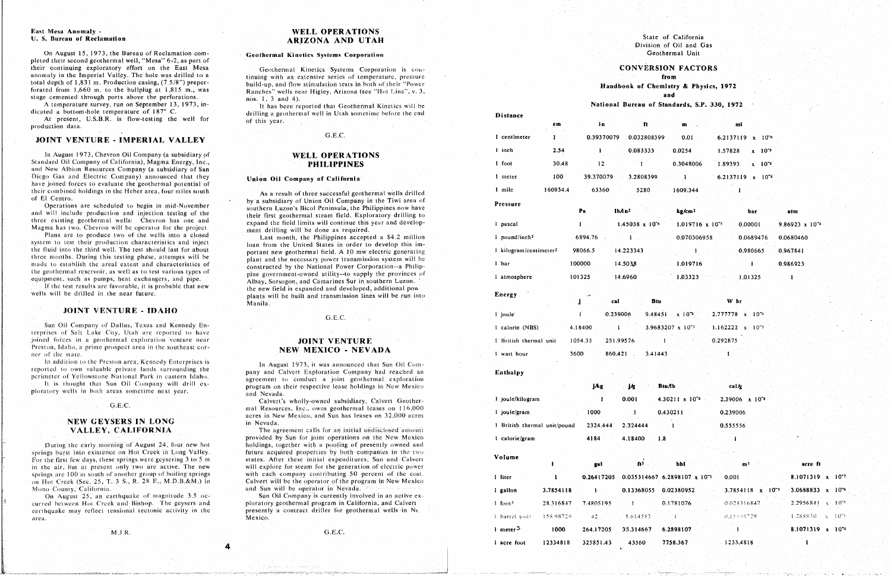### East Mesa Anomaly - U. S. Bureau of Reclamation

On August 15, 1973, the Bureau of Reclamation completed their second geothermal well, "Mesa" 6-2, as part of their continuing exploratory effort on the East Mesa anomaly in the Imperial Valley. The hole was drilled to a total depth of 1,831 m. Production casing, (7 5/8") preperforated from 1,660 m. to the bullplug at 1,815 m., was stage cemented through ports above the perforations.

A temperature survey, run on September 13, 1973, indicated a bottom-hole temperature of 187° C.

At present, U.S.B.R. is flow-testing the well for production data.

## JOINT VENTURE - IMPERIAL VALLEY

In August 1973, Chevron Oil Company (a subsidiary of Standard Oil Company of California), Magma Energy, Inc., and New Albion Resources Company (a subsidiary of San Diego Gas and Electric Company) announced that they have joined forces to evaluate the geothermal potential of their combined holdings in the Heber area, four miles south of El Centro.

Operations are scheduled to begin in mid-November and will include production and injection testing of the three existing geothermal wells: Chevron has one and Magma has two. Chevron will be operator for the project.

Plans are to produce two of the wells into a closed system to test their production characteristics and inject the fluid into the third well. The test should last for about three months. During this testing phase, attempts will be made to establish the areal extent and characteristics of the geothermal reservoir, as well as to test various types of equipment, such as pumps, heat exchangers, and pipe.

If the test results are favorable, it is probable that new wells will be drilled in the near future.

## JOINT VENTURE - IDAHO

Sun Oil Company of Dallas, Texas and Kennedy Enterprises of Salt Lake City, Utah are reported to have joined forces in a geothermal exploration venture near Preston, Idaho, a prime prospect area in the southeast corner of the state.

In addition to the Preston area, Kennedy Enterprises is reported to own valuable private lands surrounding the perimeter of Yellowstone National Park in eastern Idaho.

It is thought that Sun Oil Company will drill exploratory wells in both areas sometime next year.

G.E.C.

## NEW GEYSERS IN LONG VALLEY, CALIFORNIA

During the early morning of August 24, four new hot springs burst into existence on Hot Creek in Long Valley. For the first few days, these springs were geysering 3 to 5 m in the air, but at present only two are active. The new springs are 100 m south of another group of boiling springs on Hot Creek (Sec. 25, T. 3 S., R. 28 E., M.D.B.&M.) in Mono County, California.

On August 25, an earthquake of magnitude 3.5 occurred between Hot Creek and Bishop. The geysers and earthquake may reflect tensional tectonic activity in the area.

M.J.R.

## WELL OPERATIONS ARIZONA AND UTAH

### Geothermal Kinetics Systems Corporation

Geothermal Kinetics Systems Corporation is continuing with an extensive series of temperature, pressure build-up, and flow stimulation tests in both of their "Power Ranches" wells near Higley, Arizona (see "Hot Line", v. 3, nos. 1, 3 and 4).

It has been reported that Geothermal Kinetics will be drilling a geothermal well in Utah sometime before the end of this year.

G.E.C.

## WELL OPERATIONS PHILIPPINES

### Union Oil Company of California

As a result of three successful geothermal wells drilled by a subsidiary of Union Oil Company in the Tiwi area of southern Luzon's Bicol Peninsula, the Philippines now have their first geothermal steam field. Exploratory drilling to expand the field limits will continue this year and development drilling will be done as required.

Last month, the Philippines accepted a $4.2 million loan from the United States in order to develop this important new geothermal field. A 10 mw electric generating plant and the necessary power transmission system will be constructed by the National Power Corporation--a Philippine government-owned utility--to supply the provinces of Albay, Sorsogon, and Camarines Sur in southern Luzon. If the new field is expanded and developed, additional power plants will be built and transmission lines will be run into Manila.

G.E.C.

## JOINT VENTURE NEW MEXICO - NEVADA

In August 1973, it was announced that Sun Oil Company and Calvert Exploration Company had reached an agreement to conduct a joint geothermal exploration program on their respective lease holdings in New Mexico and Nevada.

Calvert's wholly-owned subsidiary, Calvert Geothermal Resources, Inc., owns geothermal leases on 116,000 acres in New Mexico, and Sun has leases on 32,000 acres in Nevada.

The agreement calls for an initial undisclosed amount provided by Sun for joint operations on the New Mexico holdings, together with a pooling of presently owned and future acquired properties by both companies in the two states. After these initial expenditures, Sun and Calvert will explore for steam for the generation of electric power with each company contributing 50 percent of the cost. Calvert will be the operator of the program in New Mexico and Sun will be operator in Nevada.

Sun Oil Company is currently involved in an active exploratory geothermal program in California, and Calvert presently a contract driller for geothermal wells in New Mexico.

G.E.C.

State of California
Division of Oil and Gas
Geothermal Unit

## CONVERSION FACTORS
from
Handbook of Chemistry & Physics, 1972
and
National Bureau of Standards, S.P. 330, 1972

### Distance

| | cm | in | ft | m | mi |
|---|---|---|---|---|---|
| 1 centimeter | 1 | 0.39370079 | 0.032808399 | 0.01 | $6.2137119 \times 10^{-6}$ |
| 1 inch | 2.54 | 1 | 0.083333 | 0.0254 | $1.57828 \times 10^{-5}$ |
| 1 foot | 30.48 | 12 | 1 | 0.3048006 | $1.89393 \times 10^{-4}$ |
| 1 meter | 100 | 39.370079 | 3.2808399 | 1 | $6.2137119 \times 10^{-4}$ |
| 1 mile | 160934.4 | 63360 | 5280 | 1609.344 | 1 |

### Pressure

| | Pa | lb/in² | kg/cm² | bar | atm |
|---|---|---|---|---|---|
| 1 pascal | 1 | $1.45038 \times 10^{-4}$ | $1.019716 \times 10^{-5}$ | 0.00001 | $9.86923 \times 10^{-6}$ |
| 1 pound/inch² | 6894.76 | 1 | 0.070306958 | 0.0689476 | 0.0680460 |
| 1 kilogram/centimeter² | 98066.5 | 14.223343 | 1 | 0.980665 | 0.967841 |
| 1 bar | 100000 | 14.5038 | 1.019716 | 1 | 0.986923 |
| 1 atmosphere | 101325 | 14.6960 | 1.03323 | 1.01325 | 1 |

### Energy

| | J | cal | Btu | W hr |
|---|---|---|---|---|
| 1 joule | 1 | 0.239006 | $9.48451 \times 10^{-4}$ | $2.777778 \times 10^{-4}$ |
| 1 calorie (NBS) | 4.18400 | 1 | $3.9683207 \times 10^{-3}$ | $1.162222 \times 10^{-3}$ |
| 1 British thermal unit | 1054.35 | 251.99576 | 1 | 0.292875 |
| 1 watt hour | 3600 | 860.421 | 3.41443 | 1 |

### Enthalpy

| | J/kg | J/g | Btu/lb | cal/g |
|---|---|---|---|---|
| 1 joule/kilogram | 1 | 0.001 | $4.30211 \times 10^{-4}$ | $2.39006 \times 10^{-4}$ |
| 1 joule/gram | 1000 | 1 | 0.430211 | 0.239006 |
| 1 British thermal unit/pound | 2324.444 | 2.324444 | 1 | 0.555556 |
| 1 calorie/gram | 4184 | 4.18400 | 1.8 | 1 |

### Volume

| | l | gal | ft³ | bbl | m³ | acre ft |
|---|---|---|---|---|---|---|
| 1 liter | 1 | 0.26417205 | 0.035314667 | $6.2898107 \times 10^{-3}$ | 0.001 | $8.1071319 \times 10^{-7}$ |
| 1 gallon | 3.7854118 | 1 | 0.13368055 | 0.02380952 | $3.7854118 \times 10^{-3}$ | $3.0688833 \times 10^{-6}$ |
| 1 foot³ | 28.316847 | 7.4805195 | 1 | 0.1781076 | 0.028316847 | $2.2956841 \times 10^{-5}$ |
| 1 barrel (oil) | 158.98729 | 42 | 5.614583 | 1 | 0.15898729 | $1.288930 \times 10^{-4}$ |
| 1 meter³ | 1000 | 264.17205 | 35.314667 | 6.2898107 | 1 | $8.1071319 \times 10^{-4}$ |
| 1 acre foot | 1233481.8 | 325851.43 | 43560 | 7758.367 | 1233.4818 | 1 |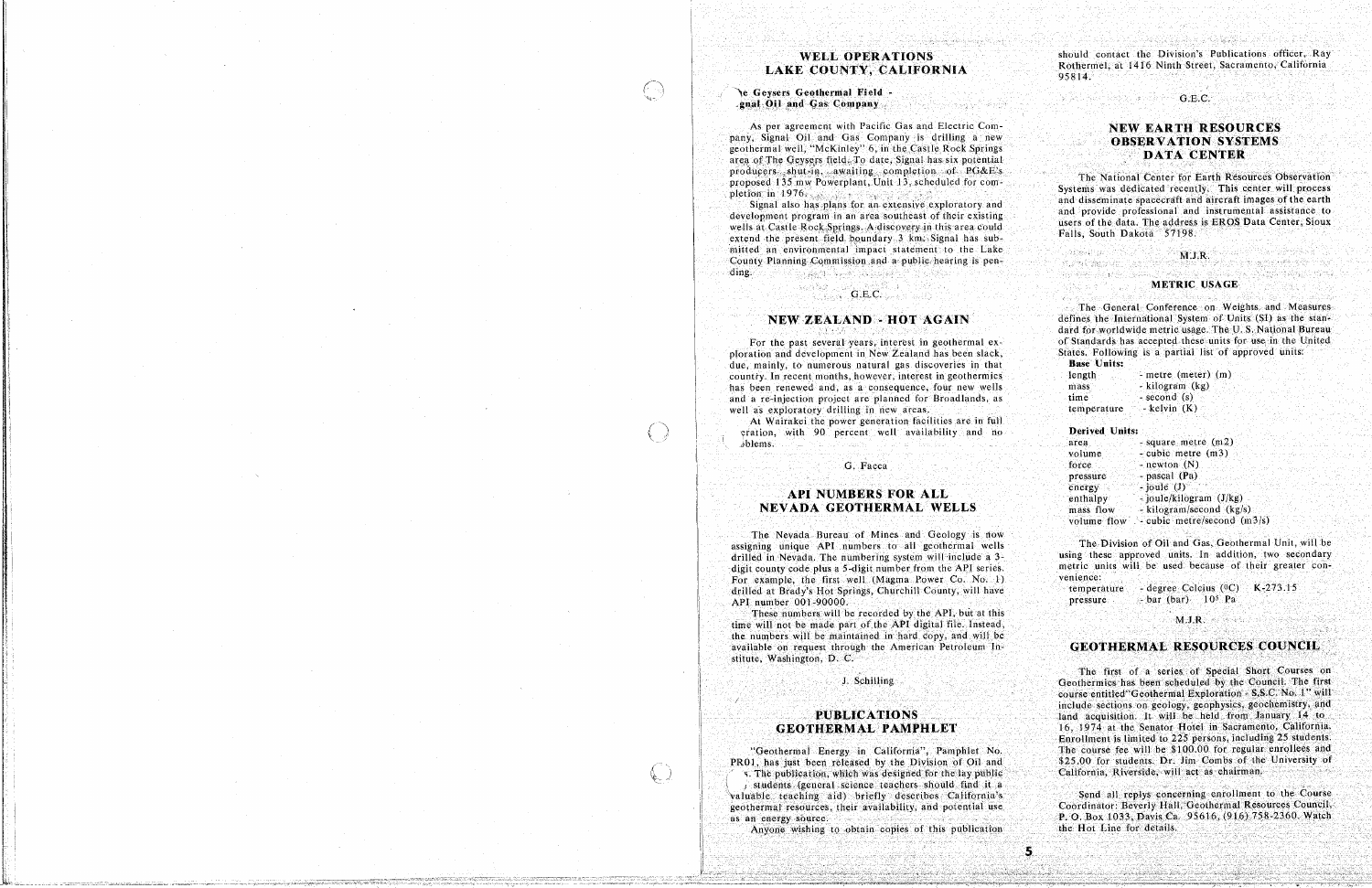## WELL OPERATIONS LAKE COUNTY, CALIFORNIA

**The Geysers Geothermal Field - Signal Oil and Gas Company**

As per agreement with Pacific Gas and Electric Company, Signal Oil and Gas Company is drilling a new geothermal well, "McKinley" 6, in the Castle Rock Springs area of The Geysers field. To date, Signal has six potential producers shut-in, awaiting completion of PG&E's proposed 135 mw Powerplant, Unit 13, scheduled for completion in 1976.

Signal also has plans for an extensive exploratory and development program in an area southeast of their existing wells at Castle Rock Springs. A discovery in this area could extend the present field boundary 3 km. Signal has submitted an environmental impact statement to the Lake County Planning Commission and a public hearing is pending.

G.E.C.

## NEW ZEALAND - HOT AGAIN

For the past several years, interest in geothermal exploration and development in New Zealand has been slack, due, mainly, to numerous natural gas discoveries in that country. In recent months, however, interest in geothermics has been renewed and, as a consequence, four new wells and a re-injection project are planned for Broadlands, as well as exploratory drilling in new areas.

At Wairakei the power generation facilities are in full operation, with 90 percent well availability and no problems.

G. Facca

## API NUMBERS FOR ALL NEVADA GEOTHERMAL WELLS

The Nevada Bureau of Mines and Geology is now assigning unique API numbers to all geothermal wells drilled in Nevada. The numbering system will include a 3-digit county code plus a 5-digit number from the API series. For example, the first well (Magma Power Co. No. 1) drilled at Brady's Hot Springs, Churchill County, will have API number 001-90000.

These numbers will be recorded by the API, but at this time will not be made part of the API digital file. Instead, the numbers will be maintained in hard copy, and will be available on request through the American Petroleum Institute, Washington, D. C.

J. Schilling

## PUBLICATIONS GEOTHERMAL PAMPHLET

"Geothermal Energy in California", Pamphlet No. PR01, has just been released by the Division of Oil and Gas. The publication, which was designed for the lay public and students (general science teachers should find it a valuable teaching aid) briefly describes California's geothermal resources, their availability, and potential use as an energy source.

Anyone wishing to obtain copies of this publication should contact the Division's Publications officer, Ray Rothermel, at 1416 Ninth Street, Sacramento, California 95814.

G.E.C.

## NEW EARTH RESOURCES OBSERVATION SYSTEMS DATA CENTER

The National Center for Earth Resources Observation Systems was dedicated recently. This center will process and disseminate spacecraft and aircraft images of the earth and provide professional and instrumental assistance to users of the data. The address is EROS Data Center, Sioux Falls, South Dakota 57198.

M.J.R.

### METRIC USAGE

The General Conference on Weights and Measures defines the International System of Units (SI) as the standard for worldwide metric usage. The U. S. National Bureau of Standards has accepted these units for use in the United States. Following is a partial list of approved units:

**Base Units:**

| | |
|---|---|
| length | - metre (meter) (m) |
| mass | - kilogram (kg) |
| time | - second (s) |
| temperature | - kelvin (K) |

**Derived Units:**

| | |
|---|---|
| area | - square metre (m2) |
| volume | - cubic metre (m3) |
| force | - newton (N) |
| pressure | - pascal (Pa) |
| energy | - joule (J) |
| enthalpy | - joule/kilogram (J/kg) |
| mass flow | - kilogram/second (kg/s) |
| volume flow | - cubic metre/second (m3/s) |

The Division of Oil and Gas, Geothermal Unit, will be using these approved units. In addition, two secondary metric units will be used because of their greater convenience:

| | | |
|---|---|---|
| temperature | - degree Celcius (°C) | K-273.15 |
| pressure | - bar (bar) | $10^5$ Pa |

M.J.R.

## GEOTHERMAL RESOURCES COUNCIL

The first of a series of Special Short Courses on Geothermics has been scheduled by the Council. The first course entitled "Geothermal Exploration - S.S.C. No. 1" will include sections on geology, geophysics, geochemistry, and land acquisition. It will be held from January 14 to 16, 1974 at the Senator Hotel in Sacramento, California. Enrollment is limited to 225 persons, including 25 students. The course fee will be $100.00 for regular enrollees and $25.00 for students. Dr. Jim Combs of the University of California, Riverside, will act as chairman.

Send all replys concerning enrollment to the Course Coordinator: Beverly Hall, Geothermal Resources Council, P. O. Box 1033, Davis Ca. 95616, (916) 758-2360. Watch the Hot Line for details.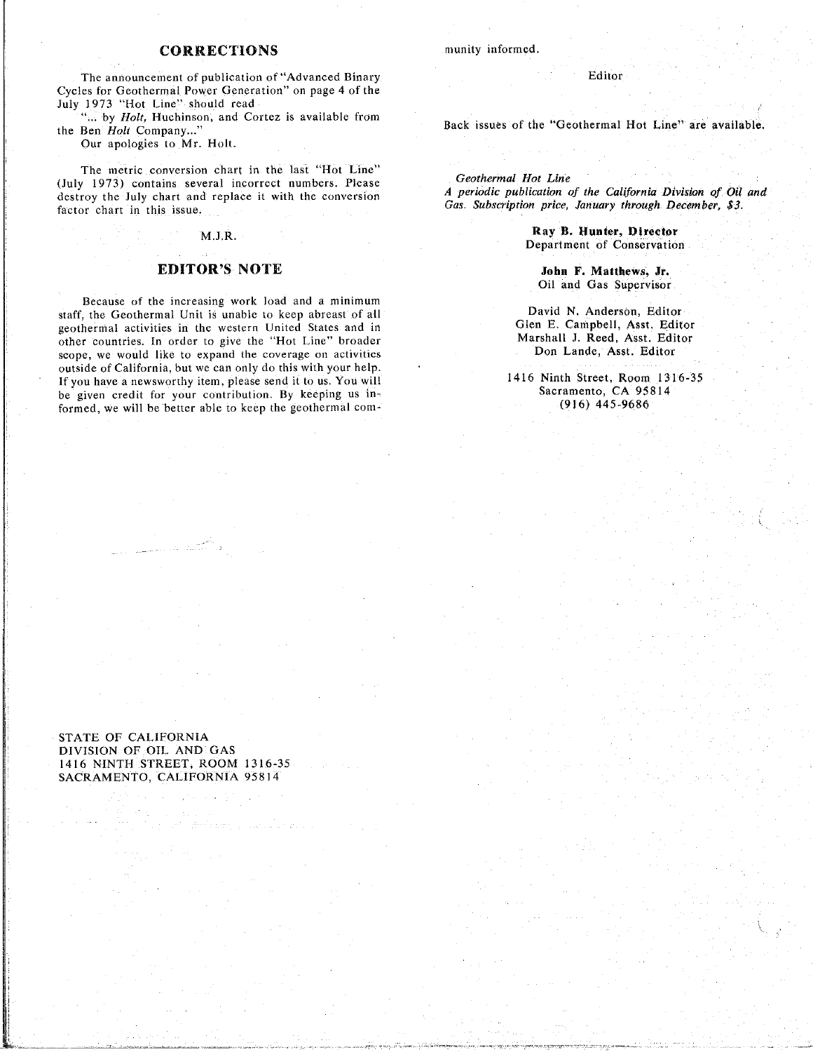## CORRECTIONS

The announcement of publication of "Advanced Binary Cycles for Geothermal Power Generation" on page 4 of the July 1973 "Hot Line" should read

"... by *Holt*, Huchinson, and Cortez is available from the Ben *Holt* Company..."

Our apologies to Mr. Holt.

The metric conversion chart in the last "Hot Line" (July 1973) contains several incorrect numbers. Please destroy the July chart and replace it with the conversion factor chart in this issue.

M.J.R.

## EDITOR'S NOTE

Because of the increasing work load and a minimum staff, the Geothermal Unit is unable to keep abreast of all geothermal activities in the western United States and in other countries. In order to give the "Hot Line" broader scope, we would like to expand the coverage on activities outside of California, but we can only do this with your help. If you have a newsworthy item, please send it to us. You will be given credit for your contribution. By keeping us informed, we will be better able to keep the geothermal community informed.

Editor

Back issues of the "Geothermal Hot Line" are available.

*Geothermal Hot Line*
*A periodic publication of the California Division of Oil and Gas. Subscription price, January through December, $3.*

**Ray B. Hunter, Director**
Department of Conservation

**John F. Matthews, Jr.**
Oil and Gas Supervisor

David N. Anderson, Editor
Glen E. Campbell, Asst. Editor
Marshall J. Reed, Asst. Editor
Don Lande, Asst. Editor

1416 Ninth Street, Room 1316-35
Sacramento, CA 95814
(916) 445-9686

STATE OF CALIFORNIA
DIVISION OF OIL AND GAS
1416 NINTH STREET, ROOM 1316-35
SACRAMENTO, CALIFORNIA 95814